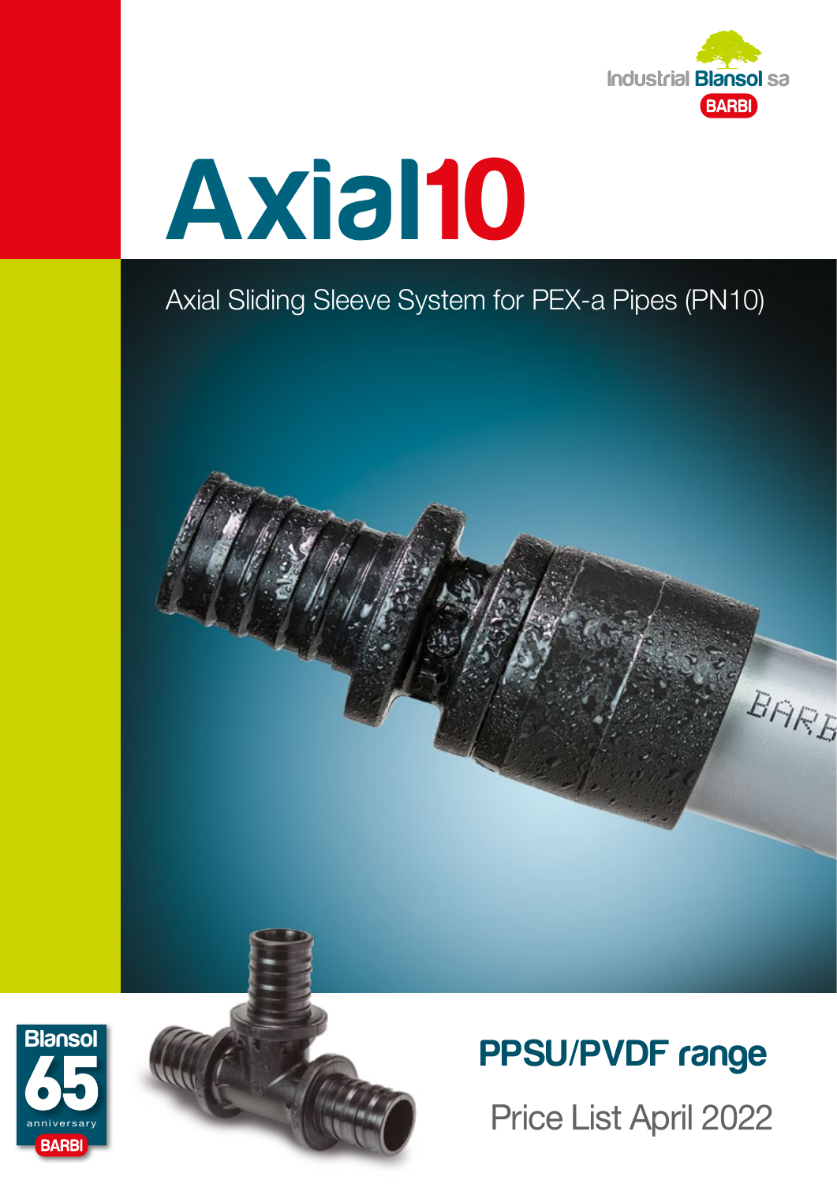Industrial Blansol sa

BARBI

# Axial10

Axial Sliding Sleeve System for PEX-a Pipes (PN10)

Blansol 65 anniversary BARBI

## PPSU/PVDF range

Price List April 2022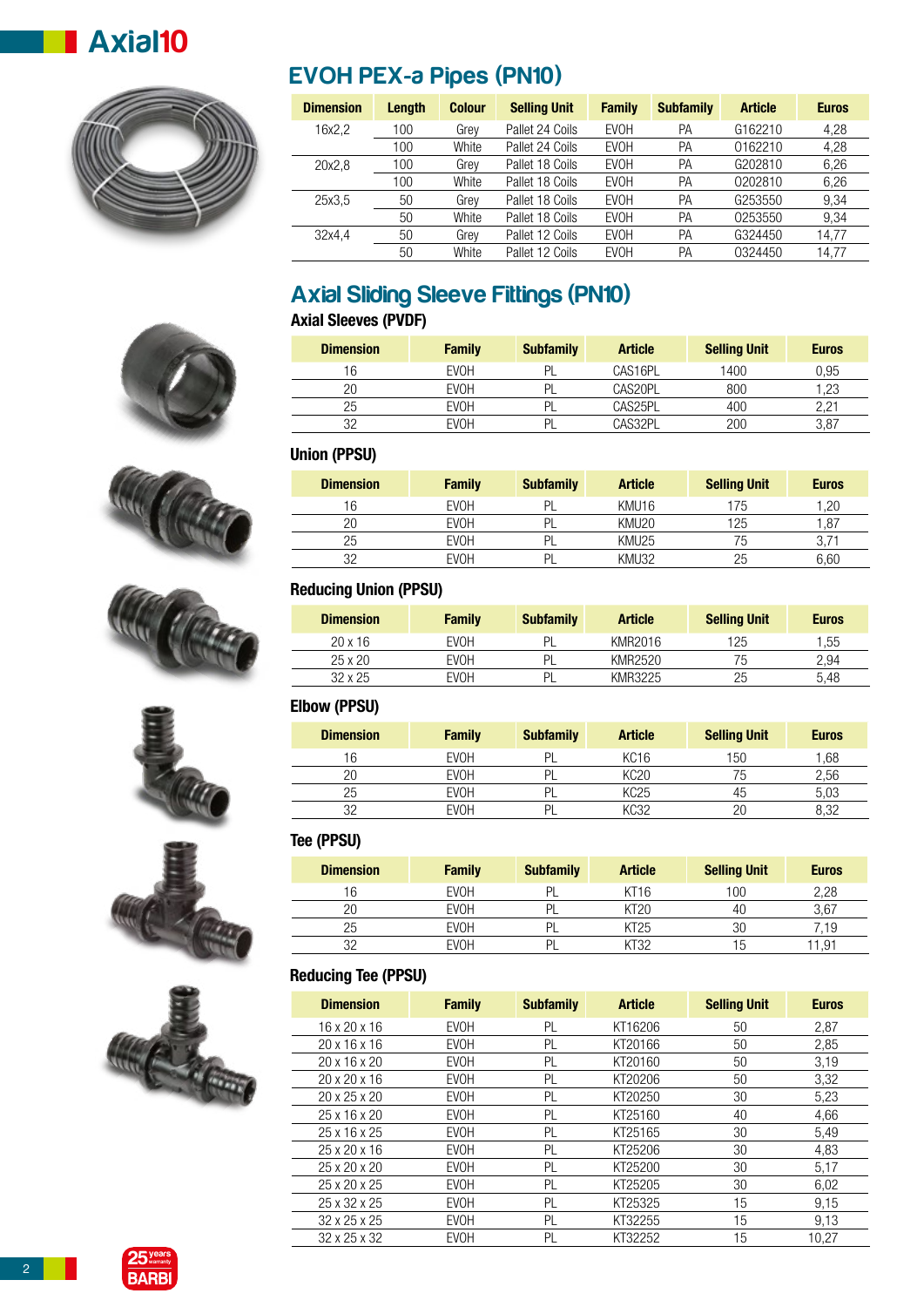# Axial10

## EVOH PEX-a Pipes (PN10)

| Dimension | Length | Colour | Selling Unit | Family | Subfamily | Article | Euros |
|---|---|---|---|---|---|---|---|
| 16x2,2 | 100 | Grey | Pallet 24 Coils | EVOH | PA | G162210 | 4,28 |
| | 100 | White | Pallet 24 Coils | EVOH | PA | 0162210 | 4,28 |
| 20x2,8 | 100 | Grey | Pallet 18 Coils | EVOH | PA | G202810 | 6,26 |
| | 100 | White | Pallet 18 Coils | EVOH | PA | 0202810 | 6,26 |
| 25x3,5 | 50 | Grey | Pallet 18 Coils | EVOH | PA | G253550 | 9,34 |
| | 50 | White | Pallet 18 Coils | EVOH | PA | 0253550 | 9,34 |
| 32x4,4 | 50 | Grey | Pallet 12 Coils | EVOH | PA | G324450 | 14,77 |
| | 50 | White | Pallet 12 Coils | EVOH | PA | 0324450 | 14,77 |

## Axial Sliding Sleeve Fittings (PN10)

### Axial Sleeves (PVDF)

| Dimension | Family | Subfamily | Article | Selling Unit | Euros |
|---|---|---|---|---|---|
| 16 | EVOH | PL | CAS16PL | 1400 | 0,95 |
| 20 | EVOH | PL | CAS20PL | 800 | 1,23 |
| 25 | EVOH | PL | CAS25PL | 400 | 2,21 |
| 32 | EVOH | PL | CAS32PL | 200 | 3,87 |

### Union (PPSU)

| Dimension | Family | Subfamily | Article | Selling Unit | Euros |
|---|---|---|---|---|---|
| 16 | EVOH | PL | KMU16 | 175 | 1,20 |
| 20 | EVOH | PL | KMU20 | 125 | 1,87 |
| 25 | EVOH | PL | KMU25 | 75 | 3,71 |
| 32 | EVOH | PL | KMU32 | 25 | 6,60 |

### Reducing Union (PPSU)

| Dimension | Family | Subfamily | Article | Selling Unit | Euros |
|---|---|---|---|---|---|
| 20 x 16 | EVOH | PL | KMR2016 | 125 | 1,55 |
| 25 x 20 | EVOH | PL | KMR2520 | 75 | 2,94 |
| 32 x 25 | EVOH | PL | KMR3225 | 25 | 5,48 |

### Elbow (PPSU)

| Dimension | Family | Subfamily | Article | Selling Unit | Euros |
|---|---|---|---|---|---|
| 16 | EVOH | PL | KC16 | 150 | 1,68 |
| 20 | EVOH | PL | KC20 | 75 | 2,56 |
| 25 | EVOH | PL | KC25 | 45 | 5,03 |
| 32 | EVOH | PL | KC32 | 20 | 8,32 |

### Tee (PPSU)

| Dimension | Family | Subfamily | Article | Selling Unit | Euros |
|---|---|---|---|---|---|
| 16 | EVOH | PL | KT16 | 100 | 2,28 |
| 20 | EVOH | PL | KT20 | 40 | 3,67 |
| 25 | EVOH | PL | KT25 | 30 | 7,19 |
| 32 | EVOH | PL | KT32 | 15 | 11,91 |

### Reducing Tee (PPSU)

| Dimension | Family | Subfamily | Article | Selling Unit | Euros |
|---|---|---|---|---|---|
| 16 x 20 x 16 | EVOH | PL | KT16206 | 50 | 2,87 |
| 20 x 16 x 16 | EVOH | PL | KT20166 | 50 | 2,85 |
| 20 x 16 x 20 | EVOH | PL | KT20160 | 50 | 3,19 |
| 20 x 20 x 16 | EVOH | PL | KT20206 | 50 | 3,32 |
| 20 x 25 x 20 | EVOH | PL | KT20250 | 30 | 5,23 |
| 25 x 16 x 20 | EVOH | PL | KT25160 | 40 | 4,66 |
| 25 x 16 x 25 | EVOH | PL | KT25165 | 30 | 5,49 |
| 25 x 20 x 16 | EVOH | PL | KT25206 | 30 | 4,83 |
| 25 x 20 x 20 | EVOH | PL | KT25200 | 30 | 5,17 |
| 25 x 20 x 25 | EVOH | PL | KT25205 | 30 | 6,02 |
| 25 x 32 x 25 | EVOH | PL | KT25325 | 15 | 9,15 |
| 32 x 25 x 25 | EVOH | PL | KT32255 | 15 | 9,13 |
| 32 x 25 x 32 | EVOH | PL | KT32252 | 15 | 10,27 |

25 years warranty BARBI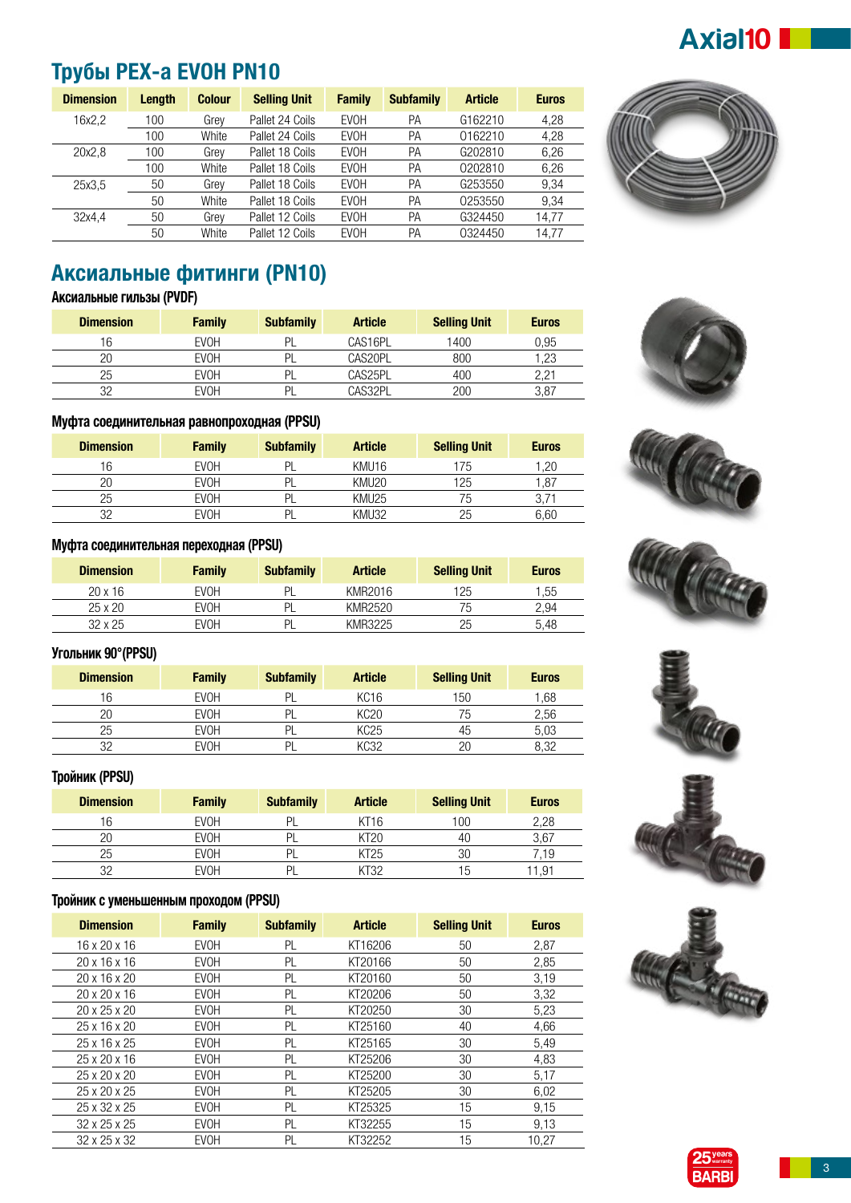# Трубы PEX-a EVOH PN10

| Dimension | Length | Colour | Selling Unit | Family | Subfamily | Article | Euros |
|---|---|---|---|---|---|---|---|
| 16x2,2 | 100 | Grey | Pallet 24 Coils | EVOH | PA | G162210 | 4,28 |
| | 100 | White | Pallet 24 Coils | EVOH | PA | 0162210 | 4,28 |
| 20x2,8 | 100 | Grey | Pallet 18 Coils | EVOH | PA | G202810 | 6,26 |
| | 100 | White | Pallet 18 Coils | EVOH | PA | 0202810 | 6,26 |
| 25x3,5 | 50 | Grey | Pallet 18 Coils | EVOH | PA | G253550 | 9,34 |
| | 50 | White | Pallet 18 Coils | EVOH | PA | 0253550 | 9,34 |
| 32x4,4 | 50 | Grey | Pallet 12 Coils | EVOH | PA | G324450 | 14,77 |
| | 50 | White | Pallet 12 Coils | EVOH | PA | 0324450 | 14,77 |

# Аксиальные фитинги (PN10)

### Аксиальные гильзы (PVDF)

| Dimension | Family | Subfamily | Article | Selling Unit | Euros |
|---|---|---|---|---|---|
| 16 | EVOH | PL | CAS16PL | 1400 | 0,95 |
| 20 | EVOH | PL | CAS20PL | 800 | 1,23 |
| 25 | EVOH | PL | CAS25PL | 400 | 2,21 |
| 32 | EVOH | PL | CAS32PL | 200 | 3,87 |

### Муфта соединительная равнопроходная (PPSU)

| Dimension | Family | Subfamily | Article | Selling Unit | Euros |
|---|---|---|---|---|---|
| 16 | EVOH | PL | KMU16 | 175 | 1,20 |
| 20 | EVOH | PL | KMU20 | 125 | 1,87 |
| 25 | EVOH | PL | KMU25 | 75 | 3,71 |
| 32 | EVOH | PL | KMU32 | 25 | 6,60 |

### Муфта соединительная переходная (PPSU)

| Dimension | Family | Subfamily | Article | Selling Unit | Euros |
|---|---|---|---|---|---|
| 20 x 16 | EVOH | PL | KMR2016 | 125 | 1,55 |
| 25 x 20 | EVOH | PL | KMR2520 | 75 | 2,94 |
| 32 x 25 | EVOH | PL | KMR3225 | 25 | 5,48 |

### Угольник 90°(PPSU)

| Dimension | Family | Subfamily | Article | Selling Unit | Euros |
|---|---|---|---|---|---|
| 16 | EVOH | PL | KC16 | 150 | 1,68 |
| 20 | EVOH | PL | KC20 | 75 | 2,56 |
| 25 | EVOH | PL | KC25 | 45 | 5,03 |
| 32 | EVOH | PL | KC32 | 20 | 8,32 |

### Тройник (PPSU)

| Dimension | Family | Subfamily | Article | Selling Unit | Euros |
|---|---|---|---|---|---|
| 16 | EVOH | PL | KT16 | 100 | 2,28 |
| 20 | EVOH | PL | KT20 | 40 | 3,67 |
| 25 | EVOH | PL | KT25 | 30 | 7,19 |
| 32 | EVOH | PL | KT32 | 15 | 11,91 |

### Тройник с уменьшенным проходом (PPSU)

| Dimension | Family | Subfamily | Article | Selling Unit | Euros |
|---|---|---|---|---|---|
| 16 x 20 x 16 | EVOH | PL | KT16206 | 50 | 2,87 |
| 20 x 16 x 16 | EVOH | PL | KT20166 | 50 | 2,85 |
| 20 x 16 x 20 | EVOH | PL | KT20160 | 50 | 3,19 |
| 20 x 20 x 16 | EVOH | PL | KT20206 | 50 | 3,32 |
| 20 x 25 x 20 | EVOH | PL | KT20250 | 30 | 5,23 |
| 25 x 16 x 20 | EVOH | PL | KT25160 | 40 | 4,66 |
| 25 x 16 x 25 | EVOH | PL | KT25165 | 30 | 5,49 |
| 25 x 20 x 16 | EVOH | PL | KT25206 | 30 | 4,83 |
| 25 x 20 x 20 | EVOH | PL | KT25200 | 30 | 5,17 |
| 25 x 20 x 25 | EVOH | PL | KT25205 | 30 | 6,02 |
| 25 x 32 x 25 | EVOH | PL | KT25325 | 15 | 9,15 |
| 32 x 25 x 25 | EVOH | PL | KT32255 | 15 | 9,13 |
| 32 x 25 x 32 | EVOH | PL | KT32252 | 15 | 10,27 |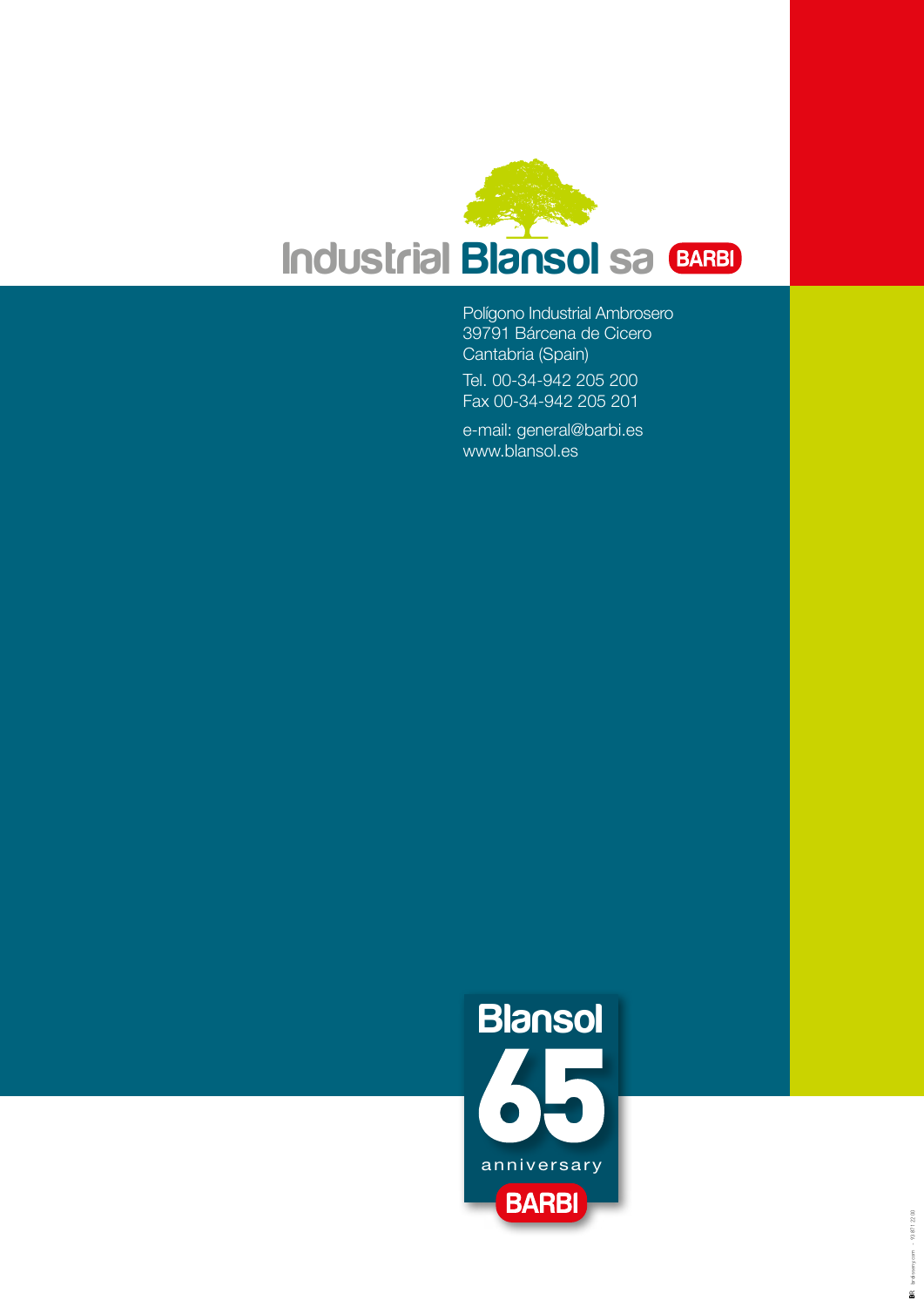Industrial Blansol sa BARBI

Polígono Industrial Ambrosero
39791 Bárcena de Cicero
Cantabria (Spain)

Tel. 00-34-942 205 200
Fax 00-34-942 205 201

e-mail: general@barbi.es
www.blansol.es

Blansol 65 anniversary BARBI